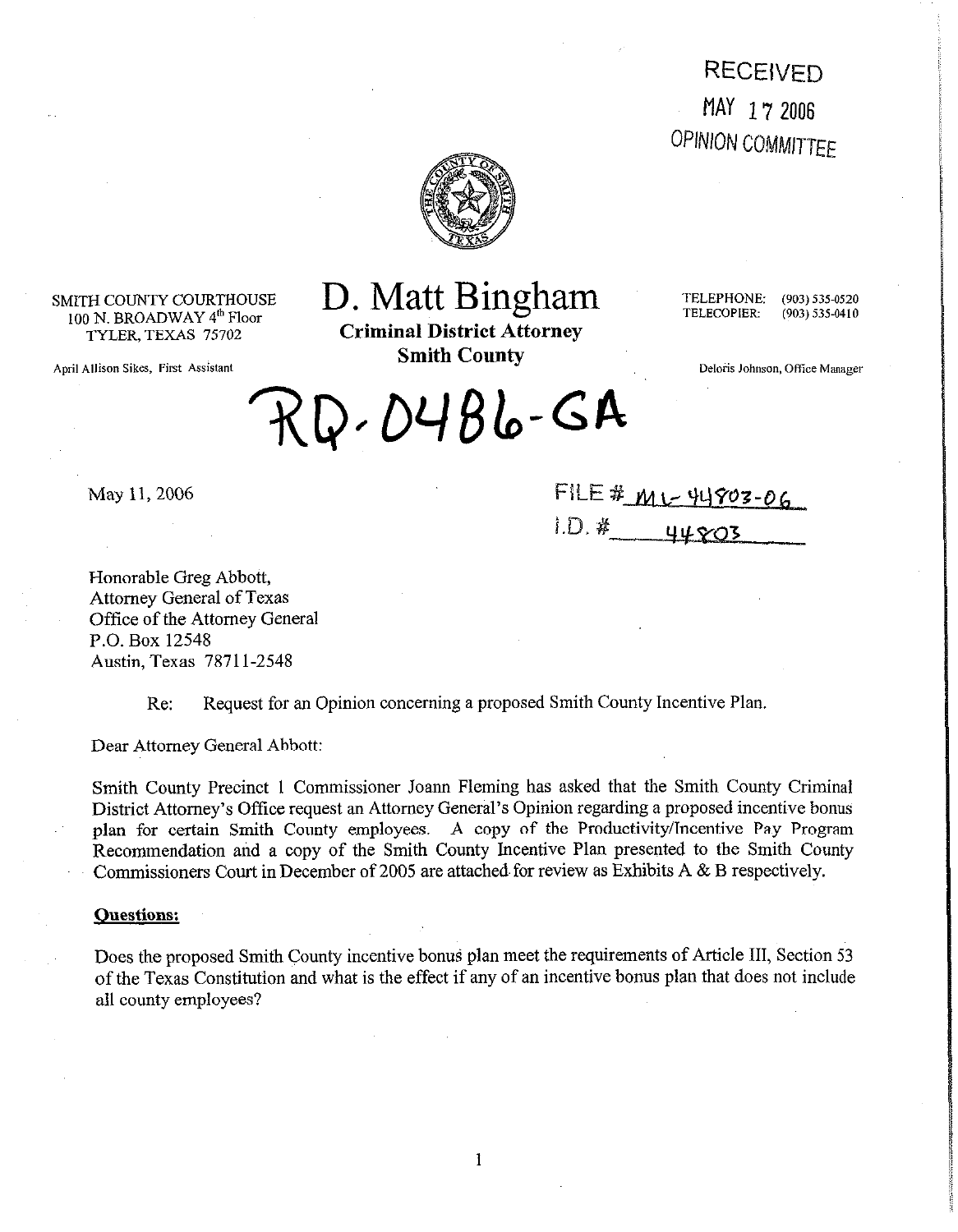RECEIVED
MAY 17 2006
OPINION COMMITTEE

SMITH COUNTY COURTHOUSE
100 N. BROADWAY 4th Floor
TYLER, TEXAS 75702

April Allison Sikes, First Assistant

# D. Matt Bingham

**Criminal District Attorney**
**Smith County**

TELEPHONE: (903) 535-0520
TELECOPIER: (903) 535-0410

Deloris Johnson, Office Manager

RQ-0486-GA

May 11, 2006

FILE # ML-44803-06
I.D. # 44803

Honorable Greg Abbott,
Attorney General of Texas
Office of the Attorney General
P.O. Box 12548
Austin, Texas 78711-2548

Re: Request for an Opinion concerning a proposed Smith County Incentive Plan.

Dear Attorney General Abbott:

Smith County Precinct 1 Commissioner Joann Fleming has asked that the Smith County Criminal District Attorney's Office request an Attorney General's Opinion regarding a proposed incentive bonus plan for certain Smith County employees. A copy of the Productivity/Incentive Pay Program Recommendation and a copy of the Smith County Incentive Plan presented to the Smith County Commissioners Court in December of 2005 are attached for review as Exhibits A & B respectively.

**Questions:**

Does the proposed Smith County incentive bonus plan meet the requirements of Article III, Section 53 of the Texas Constitution and what is the effect if any of an incentive bonus plan that does not include all county employees?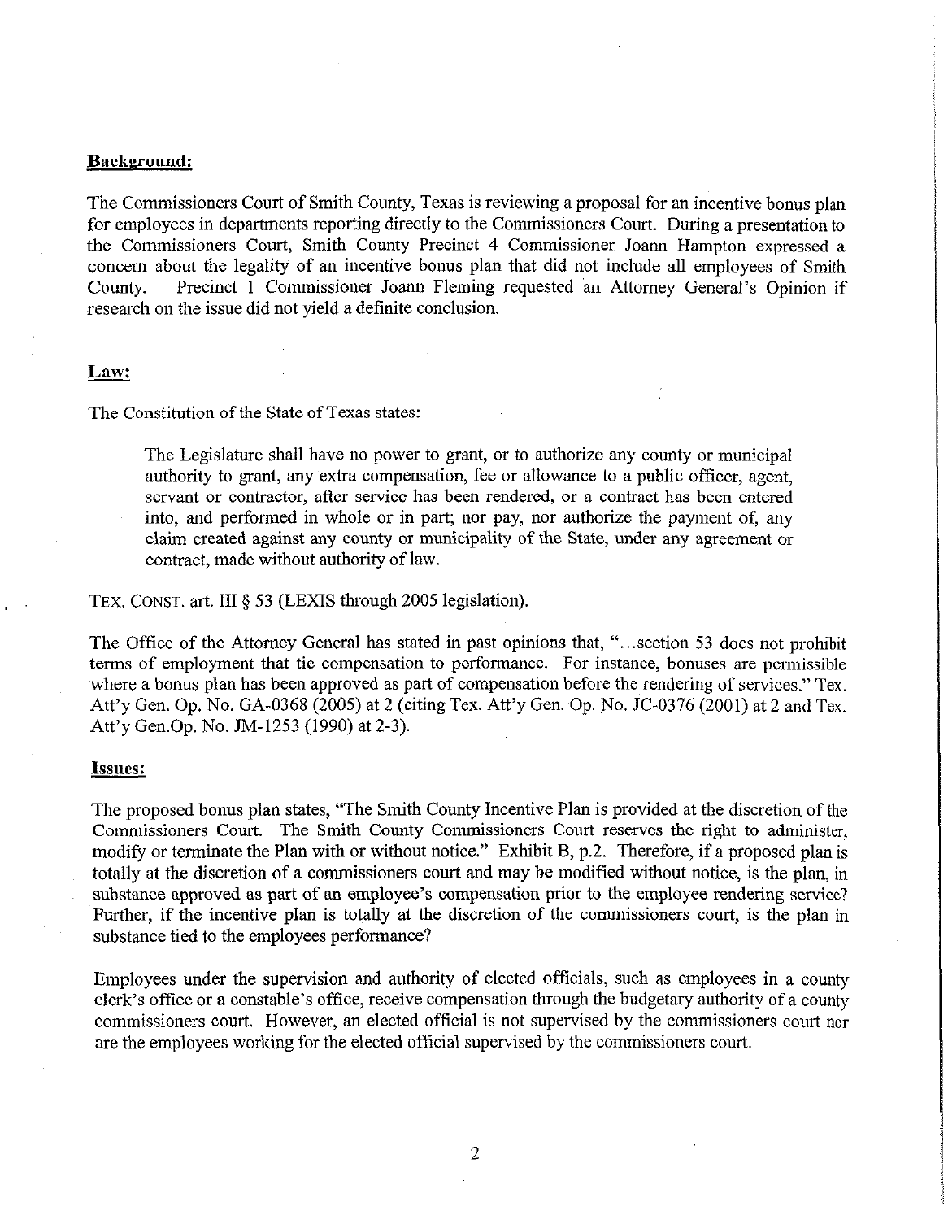**Background:**

The Commissioners Court of Smith County, Texas is reviewing a proposal for an incentive bonus plan for employees in departments reporting directly to the Commissioners Court. During a presentation to the Commissioners Court, Smith County Precinct 4 Commissioner Joann Hampton expressed a concern about the legality of an incentive bonus plan that did not include all employees of Smith County. Precinct 1 Commissioner Joann Fleming requested an Attorney General's Opinion if research on the issue did not yield a definite conclusion.

**Law:**

The Constitution of the State of Texas states:

> The Legislature shall have no power to grant, or to authorize any county or municipal authority to grant, any extra compensation, fee or allowance to a public officer, agent, servant or contractor, after service has been rendered, or a contract has been entered into, and performed in whole or in part; nor pay, nor authorize the payment of, any claim created against any county or municipality of the State, under any agreement or contract, made without authority of law.

TEX. CONST. art. III § 53 (LEXIS through 2005 legislation).

The Office of the Attorney General has stated in past opinions that, "...section 53 does not prohibit terms of employment that tie compensation to performance. For instance, bonuses are permissible where a bonus plan has been approved as part of compensation before the rendering of services." Tex. Att'y Gen. Op. No. GA-0368 (2005) at 2 (citing Tex. Att'y Gen. Op. No. JC-0376 (2001) at 2 and Tex. Att'y Gen.Op. No. JM-1253 (1990) at 2-3).

**Issues:**

The proposed bonus plan states, "The Smith County Incentive Plan is provided at the discretion of the Commissioners Court. The Smith County Commissioners Court reserves the right to administer, modify or terminate the Plan with or without notice." Exhibit B, p.2. Therefore, if a proposed plan is totally at the discretion of a commissioners court and may be modified without notice, is the plan, in substance approved as part of an employee's compensation prior to the employee rendering service? Further, if the incentive plan is totally at the discretion of the commissioners court, is the plan in substance tied to the employees performance?

Employees under the supervision and authority of elected officials, such as employees in a county clerk's office or a constable's office, receive compensation through the budgetary authority of a county commissioners court. However, an elected official is not supervised by the commissioners court nor are the employees working for the elected official supervised by the commissioners court.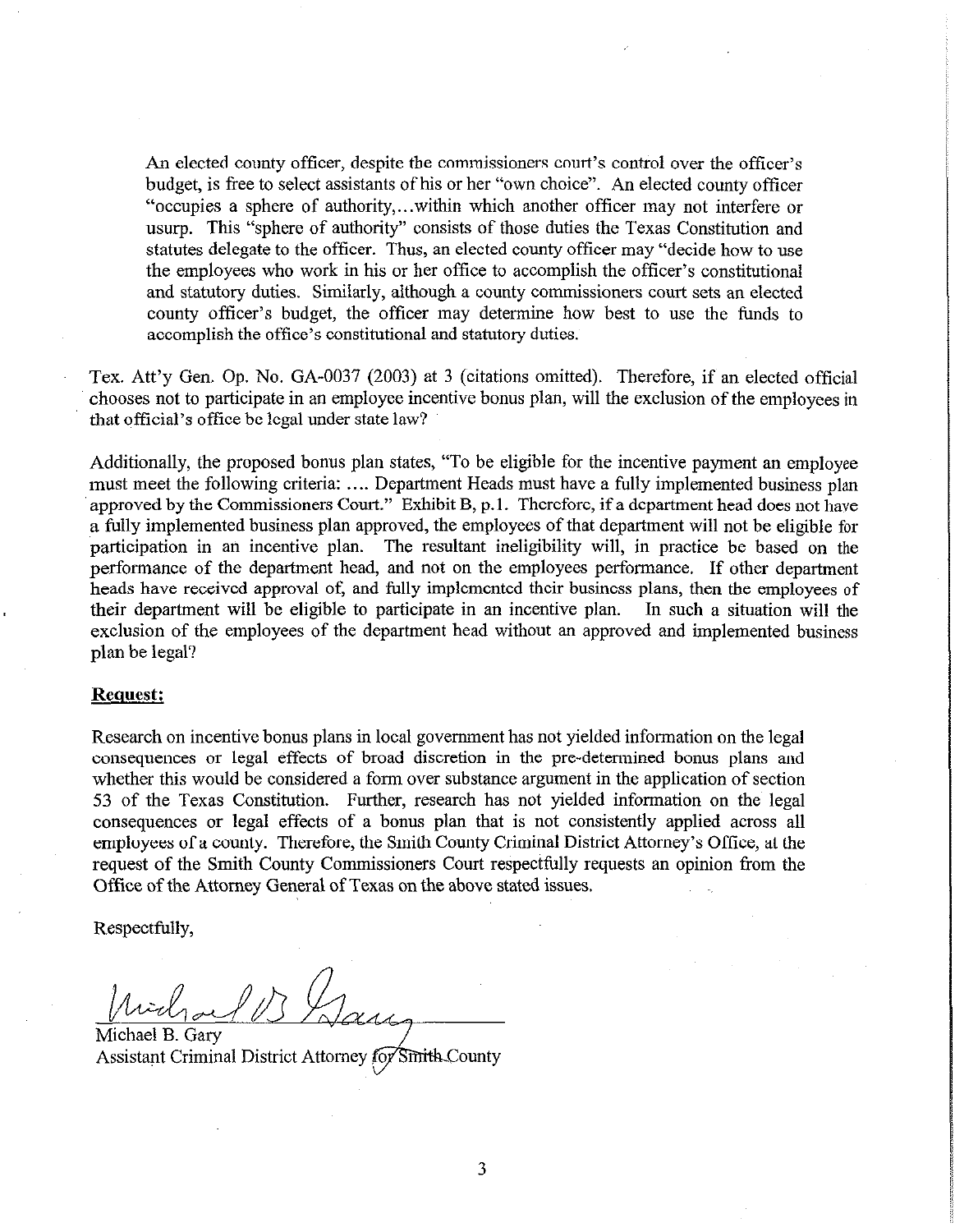> An elected county officer, despite the commissioners court's control over the officer's budget, is free to select assistants of his or her "own choice". An elected county officer "occupies a sphere of authority,...within which another officer may not interfere or usurp. This "sphere of authority" consists of those duties the Texas Constitution and statutes delegate to the officer. Thus, an elected county officer may "decide how to use the employees who work in his or her office to accomplish the officer's constitutional and statutory duties. Similarly, although a county commissioners court sets an elected county officer's budget, the officer may determine how best to use the funds to accomplish the office's constitutional and statutory duties.

Tex. Att'y Gen. Op. No. GA-0037 (2003) at 3 (citations omitted). Therefore, if an elected official chooses not to participate in an employee incentive bonus plan, will the exclusion of the employees in that official's office be legal under state law?

Additionally, the proposed bonus plan states, "To be eligible for the incentive payment an employee must meet the following criteria: .... Department Heads must have a fully implemented business plan approved by the Commissioners Court." Exhibit B, p.1. Therefore, if a department head does not have a fully implemented business plan approved, the employees of that department will not be eligible for participation in an incentive plan. The resultant ineligibility will, in practice be based on the performance of the department head, and not on the employees performance. If other department heads have received approval of, and fully implemented their business plans, then the employees of their department will be eligible to participate in an incentive plan. In such a situation will the exclusion of the employees of the department head without an approved and implemented business plan be legal?

**Request:**

Research on incentive bonus plans in local government has not yielded information on the legal consequences or legal effects of broad discretion in the pre-determined bonus plans and whether this would be considered a form over substance argument in the application of section 53 of the Texas Constitution. Further, research has not yielded information on the legal consequences or legal effects of a bonus plan that is not consistently applied across all employees of a county. Therefore, the Smith County Criminal District Attorney's Office, at the request of the Smith County Commissioners Court respectfully requests an opinion from the Office of the Attorney General of Texas on the above stated issues.

Respectfully,

Michael B. Gary
Assistant Criminal District Attorney for Smith County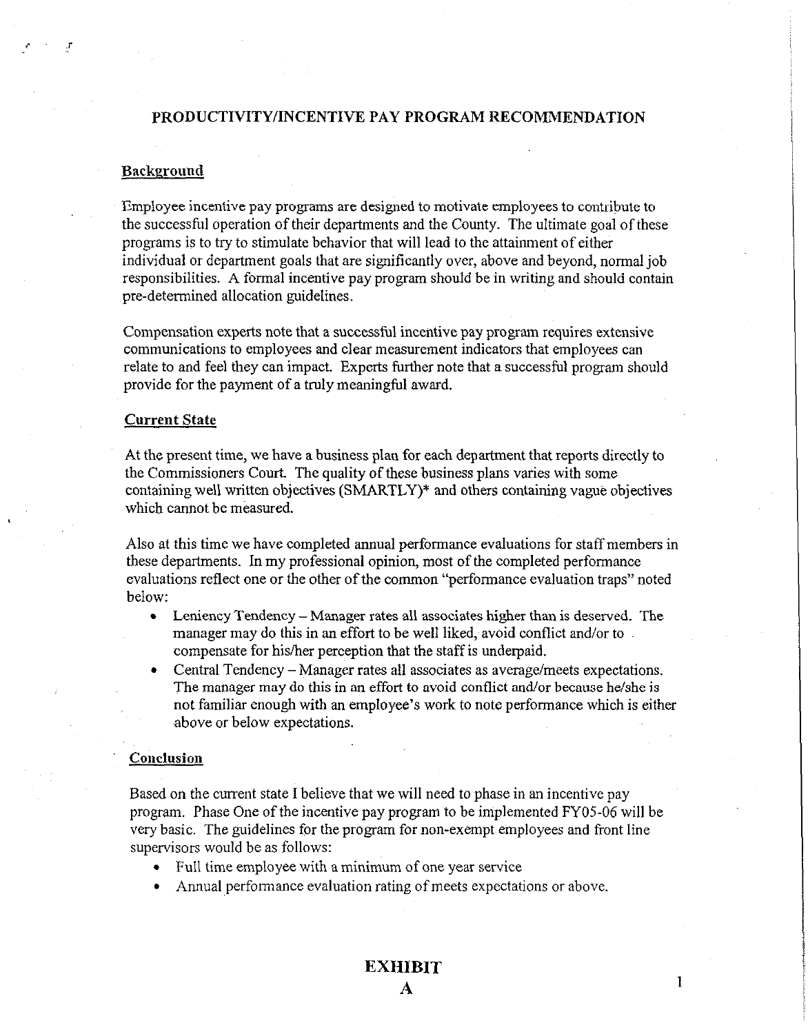## PRODUCTIVITY/INCENTIVE PAY PROGRAM RECOMMENDATION

### Background

Employee incentive pay programs are designed to motivate employees to contribute to the successful operation of their departments and the County. The ultimate goal of these programs is to try to stimulate behavior that will lead to the attainment of either individual or department goals that are significantly over, above and beyond, normal job responsibilities. A formal incentive pay program should be in writing and should contain pre-determined allocation guidelines.

Compensation experts note that a successful incentive pay program requires extensive communications to employees and clear measurement indicators that employees can relate to and feel they can impact. Experts further note that a successful program should provide for the payment of a truly meaningful award.

### Current State

At the present time, we have a business plan for each department that reports directly to the Commissioners Court. The quality of these business plans varies with some containing well written objectives (SMARTLY)* and others containing vague objectives which cannot be measured.

Also at this time we have completed annual performance evaluations for staff members in these departments. In my professional opinion, most of the completed performance evaluations reflect one or the other of the common "performance evaluation traps" noted below:

- Leniency Tendency – Manager rates all associates higher than is deserved. The manager may do this in an effort to be well liked, avoid conflict and/or to compensate for his/her perception that the staff is underpaid.
- Central Tendency – Manager rates all associates as average/meets expectations. The manager may do this in an effort to avoid conflict and/or because he/she is not familiar enough with an employee's work to note performance which is either above or below expectations.

### Conclusion

Based on the current state I believe that we will need to phase in an incentive pay program. Phase One of the incentive pay program to be implemented FY05-06 will be very basic. The guidelines for the program for non-exempt employees and front line supervisors would be as follows:

- Full time employee with a minimum of one year service
- Annual performance evaluation rating of meets expectations or above.

**EXHIBIT**
**A**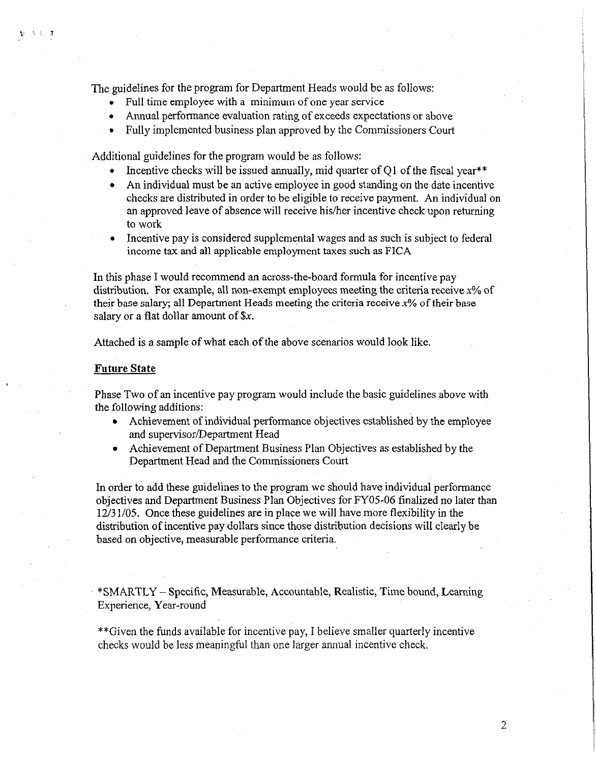The guidelines for the program for Department Heads would be as follows:

- Full time employee with a minimum of one year service
- Annual performance evaluation rating of exceeds expectations or above
- Fully implemented business plan approved by the Commissioners Court

Additional guidelines for the program would be as follows:

- Incentive checks will be issued annually, mid quarter of Q1 of the fiscal year**
- An individual must be an active employee in good standing on the date incentive checks are distributed in order to be eligible to receive payment. An individual on an approved leave of absence will receive his/her incentive check upon returning to work
- Incentive pay is considered supplemental wages and as such is subject to federal income tax and all applicable employment taxes such as FICA

In this phase I would recommend an across-the-board formula for incentive pay distribution. For example, all non-exempt employees meeting the criteria receive *x*% of their base salary; all Department Heads meeting the criteria receive *x*% of their base salary or a flat dollar amount of $*x*.

Attached is a sample of what each of the above scenarios would look like.

**Future State**

Phase Two of an incentive pay program would include the basic guidelines above with the following additions:

- Achievement of individual performance objectives established by the employee and supervisor/Department Head
- Achievement of Department Business Plan Objectives as established by the Department Head and the Commissioners Court

In order to add these guidelines to the program we should have individual performance objectives and Department Business Plan Objectives for FY05-06 finalized no later than 12/31/05. Once these guidelines are in place we will have more flexibility in the distribution of incentive pay dollars since those distribution decisions will clearly be based on objective, measurable performance criteria.

*SMARTLY – Specific, Measurable, Accountable, Realistic, Time bound, Learning Experience, Year-round

**Given the funds available for incentive pay, I believe smaller quarterly incentive checks would be less meaningful than one larger annual incentive check.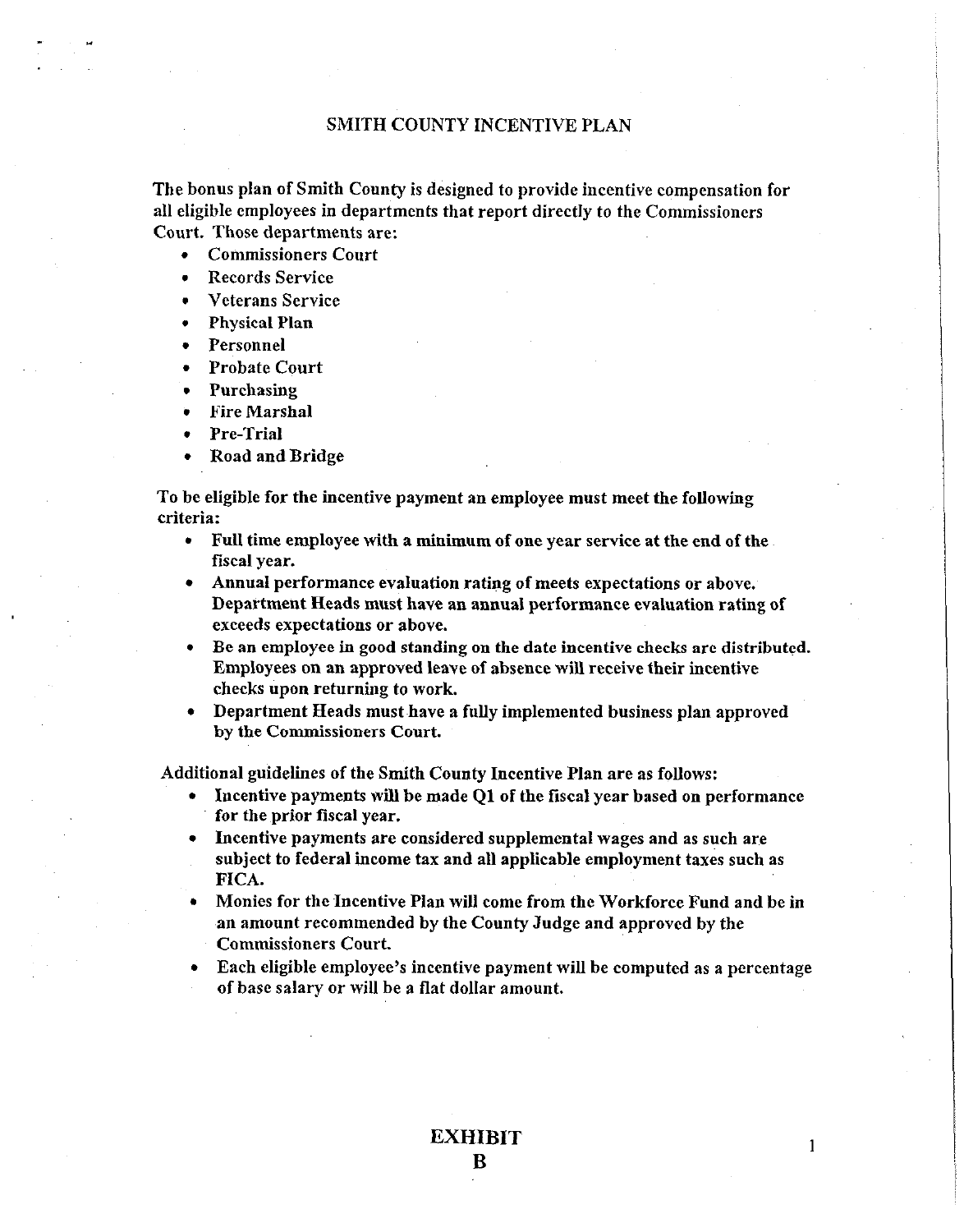# SMITH COUNTY INCENTIVE PLAN

The bonus plan of Smith County is designed to provide incentive compensation for all eligible employees in departments that report directly to the Commissioners Court. Those departments are:

- Commissioners Court
- Records Service
- Veterans Service
- Physical Plan
- Personnel
- Probate Court
- Purchasing
- Fire Marshal
- Pre-Trial
- Road and Bridge

To be eligible for the incentive payment an employee must meet the following criteria:

- Full time employee with a minimum of one year service at the end of the fiscal year.
- Annual performance evaluation rating of meets expectations or above. Department Heads must have an annual performance evaluation rating of exceeds expectations or above.
- Be an employee in good standing on the date incentive checks are distributed. Employees on an approved leave of absence will receive their incentive checks upon returning to work.
- Department Heads must have a fully implemented business plan approved by the Commissioners Court.

Additional guidelines of the Smith County Incentive Plan are as follows:

- Incentive payments will be made Q1 of the fiscal year based on performance for the prior fiscal year.
- Incentive payments are considered supplemental wages and as such are subject to federal income tax and all applicable employment taxes such as FICA.
- Monies for the Incentive Plan will come from the Workforce Fund and be in an amount recommended by the County Judge and approved by the Commissioners Court.
- Each eligible employee's incentive payment will be computed as a percentage of base salary or will be a flat dollar amount.

**EXHIBIT B**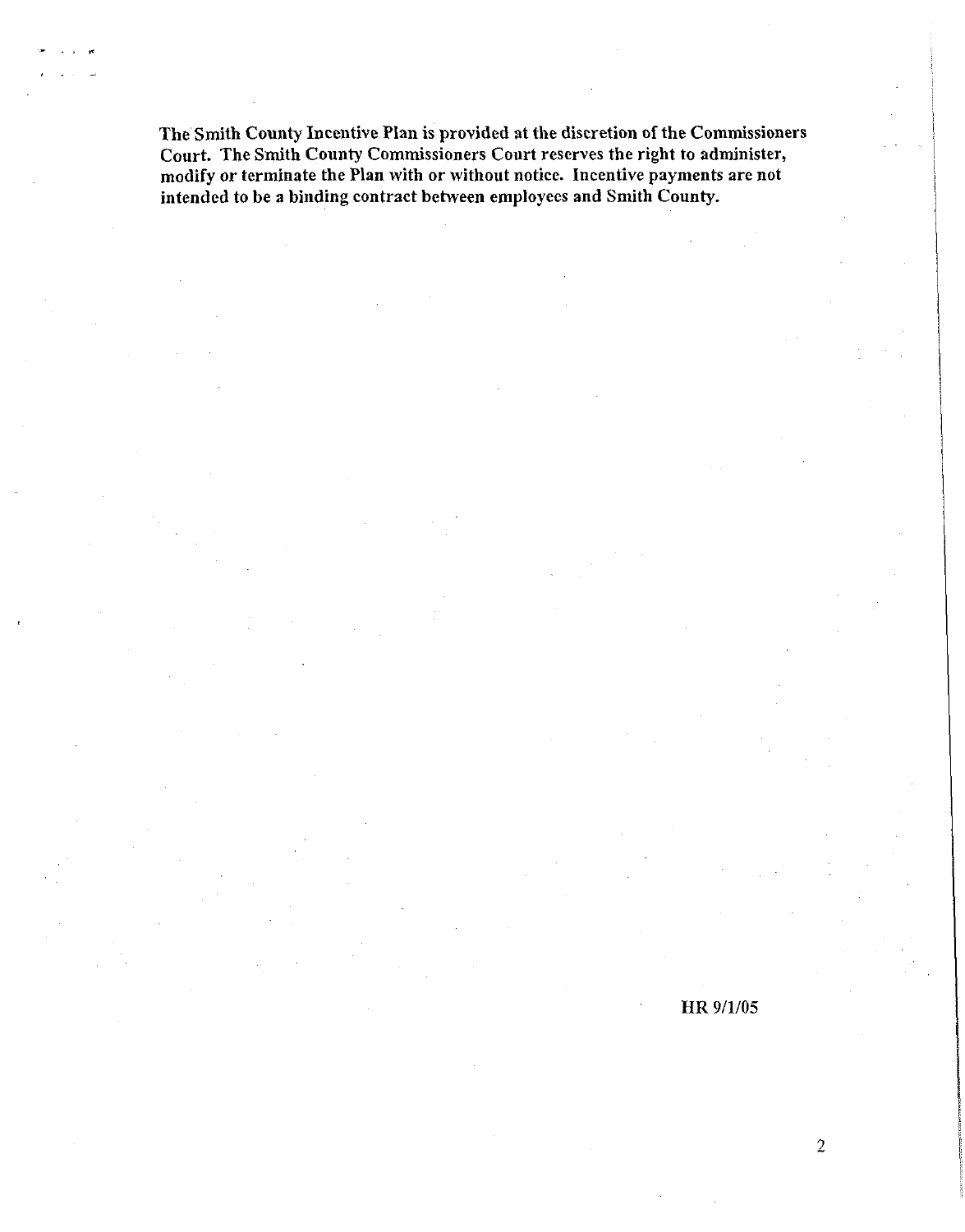**The Smith County Incentive Plan is provided at the discretion of the Commissioners Court. The Smith County Commissioners Court reserves the right to administer, modify or terminate the Plan with or without notice. Incentive payments are not intended to be a binding contract between employees and Smith County.**

HR 9/1/05